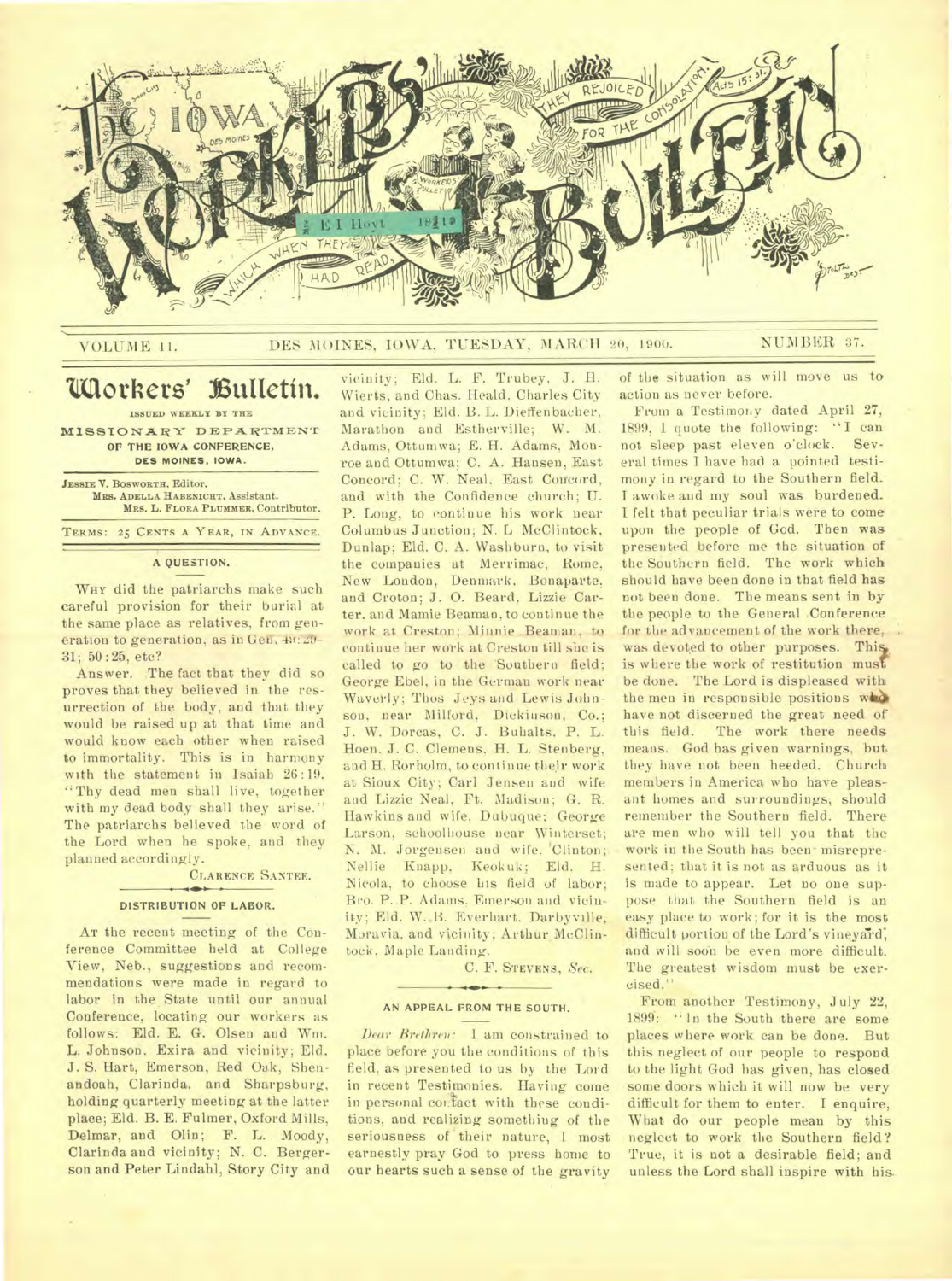# THE IOWA WORKERS' BULLETIN

VOLUME 11. DES MOINES, IOWA, TUESDAY, MARCH 20, 1900. NUMBER 37.

# Workers' Bulletin.

ISSUED WEEKLY BY THE MISSIONARY DEPARTMENT OF THE IOWA CONFERENCE, DES MOINES, IOWA.

JESSIE V. BOSWORTH, Editor.
MRS. ADELLA HABENICHT, Assistant.
MRS. L. FLORA PLUMMER, Contributor.

TERMS: 25 CENTS A YEAR, IN ADVANCE.

## A QUESTION.

WHY did the patriarchs make such careful provision for their burial at the same place as relatives, from generation to generation, as in Gen. 49:29-31; 50:25, etc?

Answer. The fact that they did so proves that they believed in the resurrection of the body, and that they would be raised up at that time and would know each other when raised to immortality. This is in harmony with the statement in Isaiah 26:19. "Thy dead men shall live, together with my dead body shall they arise." The patriarchs believed the word of the Lord when he spoke, and they planned accordingly.

CLARENCE SANTEE.

## DISTRIBUTION OF LABOR.

AT the recent meeting of the Conference Committee held at College View, Neb., suggestions and recommendations were made in regard to labor in the State until our annual Conference, locating our workers as follows: Eld. E. G. Olsen and Wm. L. Johnson, Exira and vicinity; Eld. J. S. Hart, Emerson, Red Oak, Shenandoah, Clarinda, and Sharpsburg, holding quarterly meeting at the latter place; Eld. B. E. Fulmer, Oxford Mills, Delmar, and Olin; F. L. Moody, Clarinda and vicinity; N. C. Bergerson and Peter Lindahl, Story City and vicinity; Eld. L. F. Trubey, J. H. Wierts, and Chas. Heald, Charles City and vicinity; Eld. B. L. Dieffenbacher, Marathon and Estherville; W. M. Adams, Ottumwa; E. H. Adams, Monroe and Ottumwa; C. A. Hansen, East Concord; C. W. Neal, East Concord, and with the Confidence church; U. P. Long, to continue his work near Columbus Junction; N. L McClintock, Dunlap; Eld. C. A. Washburn, to visit the companies at Merrimac, Rome, New London, Denmark, Bonaparte, and Croton; J. O. Beard, Lizzie Carter, and Mamie Beaman, to continue the work at Creston; Minnie Beaman, to continue her work at Creston till she is called to go to the Southern field; George Ebel, in the German work near Waverly; Thos Jeys and Lewis Johnson, near Milford, Dickinson, Co.; J. W. Dorcas, C. J. Buhalts, P. L. Hoen, J. C. Clemens, H. L. Stenberg, and H. Rorholm, to continue their work at Sioux City; Carl Jensen and wife and Lizzie Neal, Ft. Madison; G. R. Hawkins and wife, Dubuque; George Larson, schoolhouse near Winterset; N. M. Jorgensen and wife, Clinton; Nellie Knapp, Keokuk; Eld. H. Nicola, to choose his field of labor; Bro. P. P. Adams, Emerson and vicinity; Eld. W. B. Everhart, Darbyville, Moravia, and vicinity; Arthur McClintock, Maple Landing.

C. F. STEVENS, *Sec.*

## AN APPEAL FROM THE SOUTH.

*Dear Brethren:* I am constrained to place before you the conditions of this field, as presented to us by the Lord in recent Testimonies. Having come in personal contact with these conditions, and realizing something of the seriousness of their nature, I most earnestly pray God to press home to our hearts such a sense of the gravity of the situation as will move us to action as never before.

From a Testimony dated April 27, 1899, I quote the following: "I can not sleep past eleven o'clock. Several times I have had a pointed testimony in regard to the Southern field. I awoke and my soul was burdened. I felt that peculiar trials were to come upon the people of God. Then was presented before me the situation of the Southern field. The work which should have been done in that field has not been done. The means sent in by the people to the General Conference for the advancement of the work there, was devoted to other purposes. This is where the work of restitution must be done. The Lord is displeased with the men in responsible positions who have not discerned the great need of this field. The work there needs means. God has given warnings, but they have not been heeded. Church members in America who have pleasant homes and surroundings, should remember the Southern field. There are men who will tell you that the work in the South has been misrepresented; that it is not as arduous as it is made to appear. Let no one suppose that the Southern field is an easy place to work; for it is the most difficult portion of the Lord's vineyard, and will soon be even more difficult. The greatest wisdom must be exercised."

From another Testimony, July 22, 1899: "In the South there are some places where work can be done. But this neglect of our people to respond to the light God has given, has closed some doors which it will now be very difficult for them to enter. I enquire, What do our people mean by this neglect to work the Southern field? True, it is not a desirable field; and unless the Lord shall inspire with his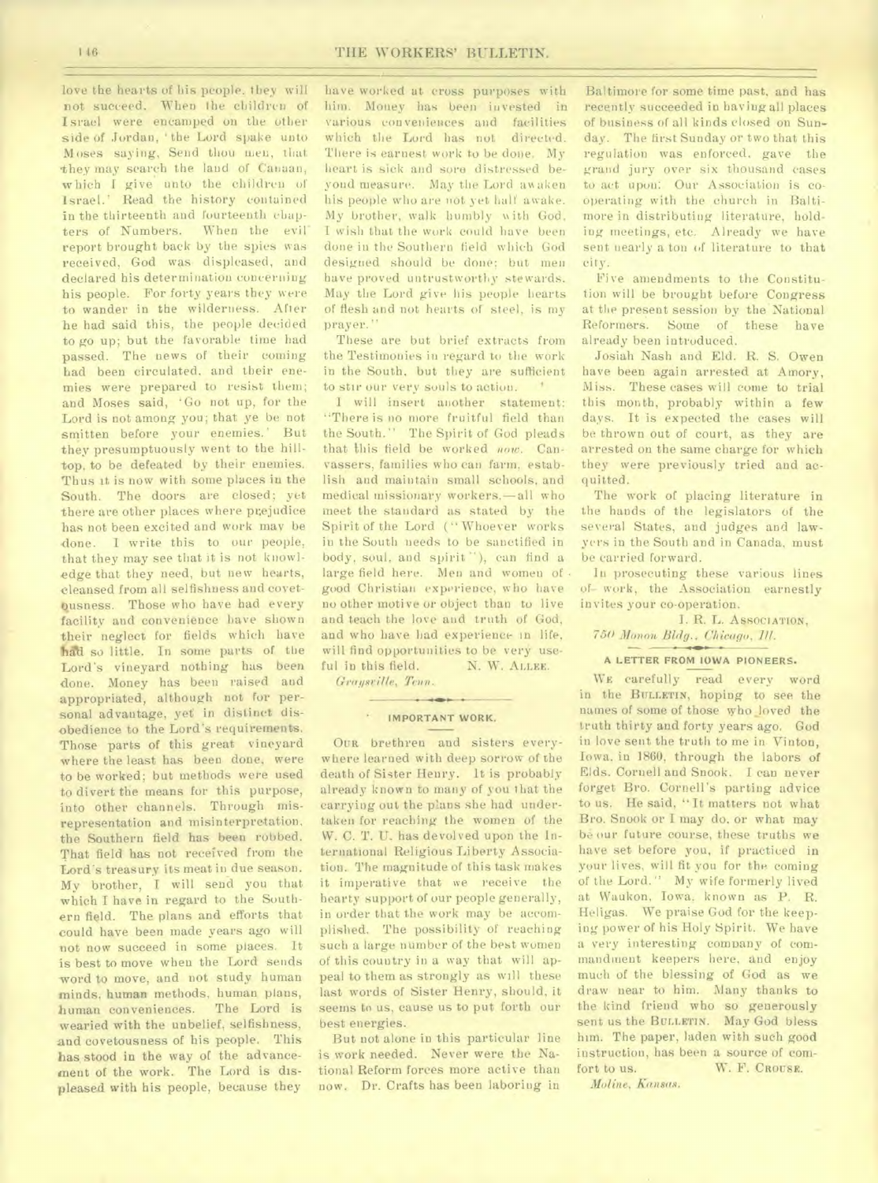love the hearts of his people. they will not succeed. When the children of Israel were encamped on the other side of Jordan, 'the Lord spake unto Moses saying, Send thou men, that they may search the land of Canaan, which I give unto the children of Israel.' Read the history contained in the thirteenth and fourteenth chapters of Numbers. When the evil report brought back by the spies was received, God was displeased, and declared his determination concerning his people. For forty years they were to wander in the wilderness. After he had said this, the people decided to go up; but the favorable time had passed. The news of their coming had been circulated, and their enemies were prepared to resist them; and Moses said, 'Go not up, for the Lord is not among you; that ye be not smitten before your enemies.' But they presumptuously went to the hill-top, to be defeated by their enemies. Thus it is now with some places in the South. The doors are closed; yet there are other places where prejudice has not been excited and work may be done. I write this to our people, that they may see that it is not knowledge that they need, but new hearts, cleansed from all selfishness and covetousness. Those who have had every facility and convenience have shown their neglect for fields which have had so little. In some parts of the Lord's vineyard nothing has been done. Money has been raised and appropriated, although not for personal advantage, yet in distinct disobedience to the Lord's requirements. Those parts of this great vineyard where the least has been done, were to be worked; but methods were used to divert the means for this purpose, into other channels. Through misrepresentation and misinterpretation, the Southern field has been robbed. That field has not received from the Lord's treasury its meat in due season. My brother, I will send you that which I have in regard to the Southern field. The plans and efforts that could have been made years ago will not now succeed in some places. It is best to move when the Lord sends word to move, and not study human minds, human methods, human plans, human conveniences. The Lord is wearied with the unbelief, selfishness, and covetousness of his people. This has stood in the way of the advancement of the work. The Lord is displeased with his people, because they have worked at cross purposes with him. Money has been invested in various conveniences and facilities which the Lord has not directed. There is earnest work to be done. My heart is sick and sore distressed beyond measure. May the Lord awaken his people who are not yet half awake. My brother, walk humbly with God. I wish that the work could have been done in the Southern field which God designed should be done; but men have proved untrustworthy stewards. May the Lord give his people hearts of flesh and not hearts of steel, is my prayer."

These are but brief extracts from the Testimonies in regard to the work in the South, but they are sufficient to stir our very souls to action.

I will insert another statement: "There is no more fruitful field than the South." The Spirit of God pleads that this field be worked *now*. Canvassers, families who can farm, establish and maintain small schools, and medical missionary workers,—all who meet the standard as stated by the Spirit of the Lord ("Whoever works in the South needs to be sanctified in body, soul, and spirit"), can find a large field here. Men and women of good Christian experience, who have no other motive or object than to live and teach the love and truth of God, and who have had experience in life, will find opportunities to be very useful in this field.

N. W. ALLEE.

*Graysville, Tenn.*

## IMPORTANT WORK.

OUR brethren and sisters everywhere learned with deep sorrow of the death of Sister Henry. It is probably already known to many of you that the carrying out the plans she had undertaken for reaching the women of the W. C. T. U. has devolved upon the International Religious Liberty Association. The magnitude of this task makes it imperative that we receive the hearty support of our people generally, in order that the work may be accomplished. The possibility of reaching such a large number of the best women of this country in a way that will appeal to them as strongly as will these last words of Sister Henry, should, it seems to us, cause us to put forth our best energies.

But not alone in this particular line is work needed. Never were the National Reform forces more active than now. Dr. Crafts has been laboring in Baltimore for some time past, and has recently succeeded in having all places of business of all kinds closed on Sunday. The first Sunday or two that this regulation was enforced, gave the grand jury over six thousand cases to act upon. Our Association is cooperating with the church in Baltimore in distributing literature, holding meetings, etc. Already we have sent nearly a ton of literature to that city.

Five amendments to the Constitution will be brought before Congress at the present session by the National Reformers. Some of these have already been introduced.

Josiah Nash and Eld. R. S. Owen have been again arrested at Amory, Miss. These cases will come to trial this month, probably within a few days. It is expected the cases will be thrown out of court, as they are arrested on the same charge for which they were previously tried and acquitted.

The work of placing literature in the hands of the legislators of the several States, and judges and lawyers in the South and in Canada, must be carried forward.

In prosecuting these various lines of work, the Association earnestly invites your co-operation.

I. R. L. ASSOCIATION,

*750 Monon Bldg., Chicago, Ill.*

## A LETTER FROM IOWA PIONEERS.

WE carefully read every word in the BULLETIN, hoping to see the names of some of those who loved the truth thirty and forty years ago. God in love sent the truth to me in Vinton, Iowa, in 1860, through the labors of Elds. Cornell and Snook. I can never forget Bro. Cornell's parting advice to us. He said, "It matters not what Bro. Snook or I may do, or what may be our future course, these truths we have set before you, if practiced in your lives, will fit you for the coming of the Lord." My wife formerly lived at Waukon, Iowa, known as P. R. Heligas. We praise God for the keeping power of his Holy Spirit. We have a very interesting company of commandment keepers here, and enjoy much of the blessing of God as we draw near to him. Many thanks to the kind friend who so generously sent us the BULLETIN. May God bless him. The paper, laden with such good instruction, has been a source of comfort to us.

W. F. CROUSE.

*Moline, Kansas.*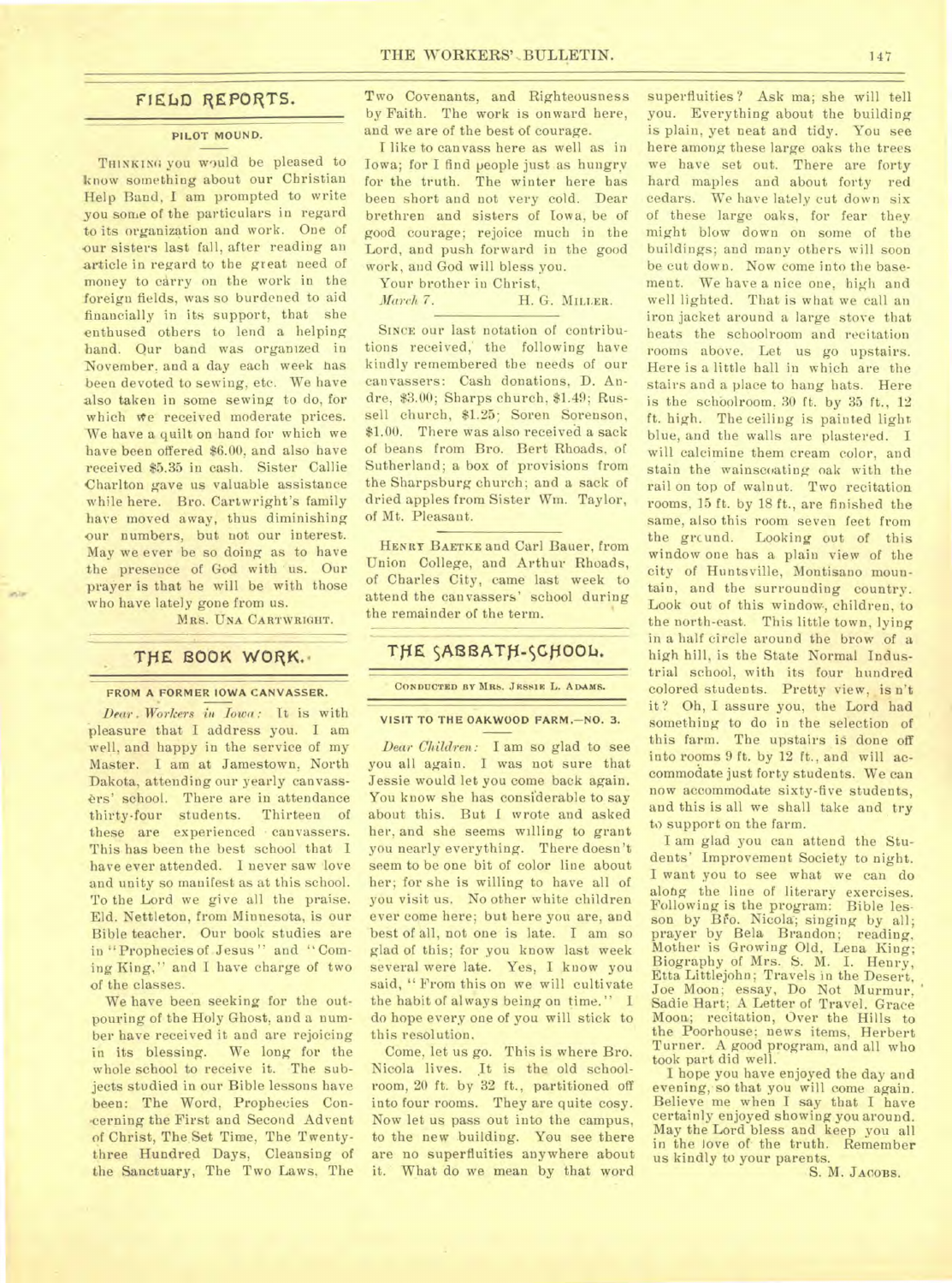## FIELD REPORTS.

### PILOT MOUND.

THINKING you would be pleased to know something about our Christian Help Band, I am prompted to write you some of the particulars in regard to its organization and work. One of our sisters last fall, after reading an article in regard to the great need of money to carry on the work in the foreign fields, was so burdened to aid financially in its support, that she enthused others to lend a helping hand. Our band was organized in November, and a day each week has been devoted to sewing, etc. We have also taken in some sewing to do, for which we received moderate prices. We have a quilt on hand for which we have been offered $6.00, and also have received $5.35 in cash. Sister Callie Charlton gave us valuable assistance while here. Bro. Cartwright's family have moved away, thus diminishing our numbers, but not our interest. May we ever be so doing as to have the presence of God with us. Our prayer is that he will be with those who have lately gone from us.

MRS. UNA CARTWRIGHT.

## THE BOOK WORK.

### FROM A FORMER IOWA CANVASSER.

*Dear Workers in Iowa:* It is with pleasure that I address you. I am well, and happy in the service of my Master. I am at Jamestown, North Dakota, attending our yearly canvassers' school. There are in attendance thirty-four students. Thirteen of these are experienced canvassers. This has been the best school that I have ever attended. I never saw love and unity so manifest as at this school. To the Lord we give all the praise. Eld. Nettleton, from Minnesota, is our Bible teacher. Our book studies are in "Prophecies of Jesus" and "Coming King," and I have charge of two of the classes.

We have been seeking for the outpouring of the Holy Ghost, and a number have received it and are rejoicing in its blessing. We long for the whole school to receive it. The subjects studied in our Bible lessons have been: The Word, Prophecies Concerning the First and Second Advent of Christ, The Set Time, The Twenty-three Hundred Days, Cleansing of the Sanctuary, The Two Laws, The Two Covenants, and Righteousness by Faith. The work is onward here, and we are of the best of courage.

I like to canvass here as well as in Iowa; for I find people just as hungry for the truth. The winter here has been short and not very cold. Dear brethren and sisters of Iowa, be of good courage; rejoice much in the Lord, and push forward in the good work, and God will bless you.

Your brother in Christ,

*March 7.* H. G. MILLER.

SINCE our last notation of contributions received, the following have kindly remembered the needs of our canvassers: Cash donations, D. Andre, $3.00; Sharps church, $1.49; Russell church, $1.25; Soren Sorenson, $1.00. There was also received a sack of beans from Bro. Bert Rhoads, of Sutherland; a box of provisions from the Sharpsburg church; and a sack of dried apples from Sister Wm. Taylor, of Mt. Pleasant.

HENRY BAETKE and Carl Bauer, from Union College, and Arthur Rhoads, of Charles City, came last week to attend the canvassers' school during the remainder of the term.

## THE SABBATH-SCHOOL.

CONDUCTED BY MRS. JESSIE L. ADAMS.

### VISIT TO THE OAKWOOD FARM.—NO. 3.

*Dear Children:* I am so glad to see you all again. I was not sure that Jessie would let you come back again. You know she has considerable to say about this. But I wrote and asked her, and she seems willing to grant you nearly everything. There doesn't seem to be one bit of color line about her; for she is willing to have all of you visit us. No other white children ever come here; but here you are, and best of all, not one is late. I am so glad of this; for you know last week several were late. Yes, I know you said, "From this on we will cultivate the habit of always being on time." I do hope every one of you will stick to this resolution.

Come, let us go. This is where Bro. Nicola lives. It is the old schoolroom, 20 ft. by 32 ft., partitioned off into four rooms. They are quite cosy. Now let us pass out into the campus, to the new building. You see there are no superfluities anywhere about it. What do we mean by that word superfluities? Ask ma; she will tell you. Everything about the building is plain, yet neat and tidy. You see here among these large oaks the trees we have set out. There are forty hard maples and about forty red cedars. We have lately cut down six of these large oaks, for fear they might blow down on some of the buildings; and many others will soon be cut down. Now come into the basement. We have a nice one, high and well lighted. That is what we call an iron jacket around a large stove that heats the schoolroom and recitation rooms above. Let us go upstairs. Here is a little hall in which are the stairs and a place to hang hats. Here is the schoolroom, 30 ft. by 35 ft., 12 ft. high. The ceiling is painted light blue, and the walls are plastered. I will calcimine them cream color, and stain the wainscoating oak with the rail on top of walnut. Two recitation rooms, 15 ft. by 18 ft., are finished the same, also this room seven feet from the ground. Looking out of this window one has a plain view of the city of Huntsville, Montisano mountain, and the surrounding country. Look out of this window, children, to the north-east. This little town, lying in a half circle around the brow of a high hill, is the State Normal Industrial school, with its four hundred colored students. Pretty view, is n't it? Oh, I assure you, the Lord had something to do in the selection of this farm. The upstairs is done off into rooms 9 ft. by 12 ft., and will accommodate just forty students. We can now accommodate sixty-five students, and this is all we shall take and try to support on the farm.

I am glad you can attend the Students' Improvement Society to night. I want you to see what we can do along the line of literary exercises. Following is the program: Bible lesson by Bro. Nicola; singing by all; prayer by Bela Brandon; reading, Mother is Growing Old, Lena King; Biography of Mrs. S. M. I. Henry, Etta Littlejohn; Travels in the Desert, Joe Moon; essay, Do Not Murmur, Sadie Hart; A Letter of Travel, Grace Moon; recitation, Over the Hills to the Poorhouse; news items, Herbert Turner. A good program, and all who took part did well.

I hope you have enjoyed the day and evening, so that you will come again. Believe me when I say that I have certainly enjoyed showing you around. May the Lord bless and keep you all in the love of the truth. Remember us kindly to your parents.

S. M. JACOBS.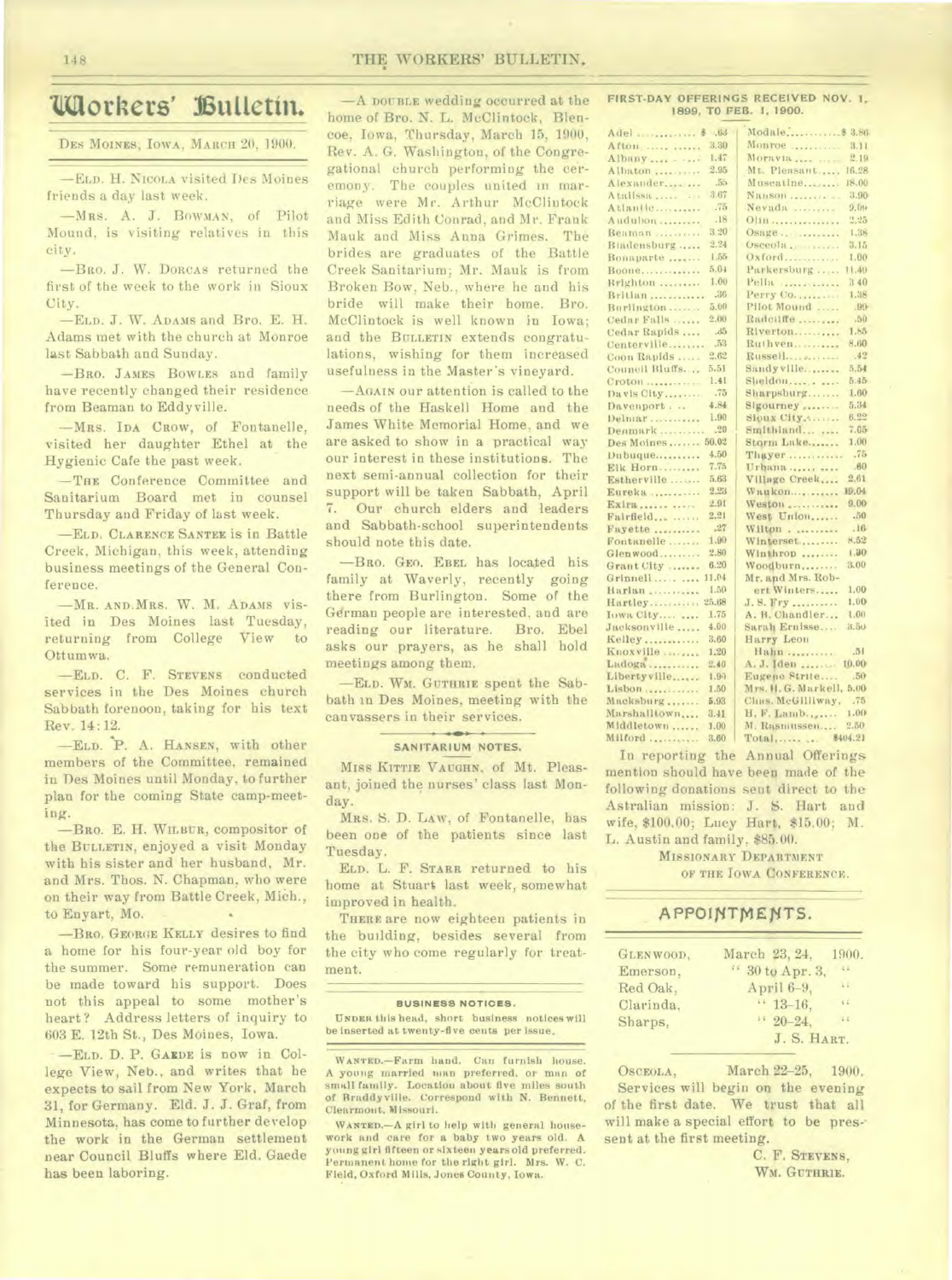# Workers' Bulletin.

DES MOINES, IOWA, MARCH 20, 1900.

—ELD. H. NICOLA visited Des Moines friends a day last week.

—MRS. A. J. BOWMAN, of Pilot Mound, is visiting relatives in this city.

—BRO. J. W. DORCAS returned the first of the week to the work in Sioux City.

—ELD. J. W. ADAMS and Bro. E. H. Adams met with the church at Monroe last Sabbath and Sunday.

—BRO. JAMES BOWLES and family have recently changed their residence from Beaman to Eddyville.

—MRS. IDA CROW, of Fontanelle, visited her daughter Ethel at the Hygienic Cafe the past week.

—THE Conference Committee and Sanitarium Board met in counsel Thursday and Friday of last week.

—ELD. CLARENCE SANTEE is in Battle Creek, Michigan, this week, attending business meetings of the General Conference.

—MR. AND MRS. W. M. ADAMS visited in Des Moines last Tuesday, returning from College View to Ottumwa.

—ELD. C. F. STEVENS conducted services in the Des Moines church Sabbath forenoon, taking for his text Rev. 14:12.

—ELD. P. A. HANSEN, with other members of the Committee, remained in Des Moines until Monday, to further plan for the coming State camp-meeting.

—BRO. E. H. WILBUR, compositor of the BULLETIN, enjoyed a visit Monday with his sister and her husband, Mr. and Mrs. Thos. N. Chapman, who were on their way from Battle Creek, Mich., to Enyart, Mo.

—BRO. GEORGE KELLY desires to find a home for his four-year old boy for the summer. Some remuneration can be made toward his support. Does not this appeal to some mother's heart? Address letters of inquiry to 603 E. 12th St., Des Moines, Iowa.

—ELD. D. P. GAEDE is now in College View, Neb., and writes that he expects to sail from New York, March 31, for Germany. Eld. J. J. Graf, from Minnesota, has come to further develop the work in the German settlement near Council Bluffs where Eld. Gaede has been laboring.

—A DOUBLE wedding occurred at the home of Bro. N. L. McClintock, Blencoe, Iowa, Thursday, March 15, 1900, Rev. A. G. Washington, of the Congregational church performing the ceremony. The couples united in marriage were Mr. Arthur McClintock and Miss Edith Conrad, and Mr. Frank Mauk and Miss Anna Grimes. The brides are graduates of the Battle Creek Sanitarium; Mr. Mauk is from Broken Bow, Neb., where he and his bride will make their home. Bro. McClintock is well known in Iowa; and the BULLETIN extends congratulations, wishing for them increased usefulness in the Master's vineyard.

—AGAIN our attention is called to the needs of the Haskell Home and the James White Memorial Home, and we are asked to show in a practical way our interest in these institutions. The next semi-annual collection for their support will be taken Sabbath, April 7. Our church elders and leaders and Sabbath-school superintendents should note this date.

—BRO. GEO. EBEL has located his family at Waverly, recently going there from Burlington. Some of the German people are interested, and are reading our literature. Bro. Ebel asks our prayers, as he shall hold meetings among them.

—ELD. WM. GUTHRIE spent the Sabbath in Des Moines, meeting with the canvassers in their services.

## SANITARIUM NOTES.

MISS KITTIE VAUGHN, of Mt. Pleasant, joined the nurses' class last Monday.

MRS. S. D. LAW, of Fontanelle, has been one of the patients since last Tuesday.

ELD. L. F. STARR returned to his home at Stuart last week, somewhat improved in health.

THERE are now eighteen patients in the building, besides several from the city who come regularly for treatment.

### BUSINESS NOTICES.

UNDER this head, short business notices will be inserted at twenty-five cents per issue.

WANTED.—Farm hand. Can furnish house. A young married man preferred, or man of small family. Location about five miles south of Braddyville. Correspond with N. Bennett, Clearmont, Missouri.

WANTED.—A girl to help with general housework and care for a baby two years old. A young girl fifteen or sixteen years old preferred. Permanent home for the right girl. Mrs. W. C. Field, Oxford Mills, Jones County, Iowa.

## FIRST-DAY OFFERINGS RECEIVED NOV. 1, 1899, TO FEB. 1, 1900.

| | | | |
|---|---|---|---|
| Adel | $ .63 | Modale | $ 3.86 |
| Afton | 3.30 | Monroe | 3.11 |
| Albany | 1.47 | Moravia | 2.19 |
| Albaton | 2.95 | Mt. Pleasant | 16.28 |
| Alexander | .55 | Muscatine | 18.00 |
| Atalissa | 3.67 | Nauson | 3.90 |
| Atlantic | .75 | Nevada | 9.09 |
| Audubon | .18 | Olin | 2.25 |
| Beaman | 3.20 | Osage | 1.38 |
| Bladensburg | 2.24 | Osceola | 3.15 |
| Bonaparte | 1.55 | Oxford | 1.00 |
| Boone | 5.04 | Parkersburg | 11.40 |
| Brighton | 1.00 | Pella | 3.40 |
| Brittan | .36 | Perry Co. | 1.38 |
| Burlington | 5.60 | Pilot Mound | .99 |
| Cedar Falls | 2.00 | Radcliffe | .50 |
| Cedar Rapids | .85 | Riverton | 1.85 |
| Centerville | .53 | Ruthven | 8.60 |
| Coon Rapids | 2.62 | Russell | .42 |
| Council Bluffs | 5.51 | Sandyville | 5.54 |
| Croton | 1.41 | Sheldon | 5.45 |
| Davis City | .75 | Sharpsburg | 1.60 |
| Davenport | 4.84 | Sigourney | 5.34 |
| Delmar | 1.90 | Sioux City | 6.22 |
| Denmark | .20 | Smithland | 7.05 |
| Des Moines | 50.02 | Storm Lake | 1.00 |
| Dubuque | 4.50 | Thayer | .75 |
| Elk Horn | 7.75 | Urbana | .60 |
| Estherville | 5.63 | Village Creek | 2.61 |
| Eureka | 2.23 | Waukon | 19.04 |
| Exira | 2.91 | Weston | 9.00 |
| Fairfield | 2.21 | West Union | .50 |
| Fayette | .27 | Wilton | .16 |
| Fontanelle | 1.90 | Winterset | 8.52 |
| Glenwood | 2.80 | Winthrop | 1.90 |
| Grant City | 6.20 | Woodburn | 3.00 |
| Grinnell | 11.04 | Mr. and Mrs. Robert Winters | 1.00 |
| Harlan | 1.50 | J. S. Fry | 1.00 |
| Hartley | 25.68 | A. B. Chandler | 1.00 |
| Iowa City | 1.75 | Sarah Ernisse | 3.50 |
| Jacksonville | 4.00 | Harry Leon Hahn | .51 |
| Kelley | 3.60 | A. J. Iden | 10.00 |
| Knoxville | 1.20 | Eugene Strite | .50 |
| Ladoga | 2.40 | Mrs. H. G. Markell | 5.00 |
| Libertyville | 1.90 | Chas. McGilliway | .75 |
| Lisbon | 1.50 | H. F. Lamb | 1.00 |
| Macksburg | 5.93 | M. Rasmussen | 2.50 |
| Marshalltown | 3.41 | Total | $494.21 |
| Middletown | 1.00 | | |
| Milford | 3.60 | | |

In reporting the Annual Offerings mention should have been made of the following donations sent direct to the Astralian mission: J. S. Hart and wife, $100.00; Lucy Hart, $15.00; M. L. Austin and family, $85.00.

MISSIONARY DEPARTMENT OF THE IOWA CONFERENCE.

## APPOINTMENTS.

| | |
|---|---|
| GLENWOOD, | March 23, 24, 1900. |
| Emerson, | " 30 to Apr. 3, " |
| Red Oak, | April 6–9, " |
| Clarinda, | " 13–16, " |
| Sharps, | " 20–24, " |

J. S. HART.

OSCEOLA, March 22–25, 1900.

Services will begin on the evening of the first date. We trust that all will make a special effort to be present at the first meeting.

C. F. STEVENS,
WM. GUTHRIE.